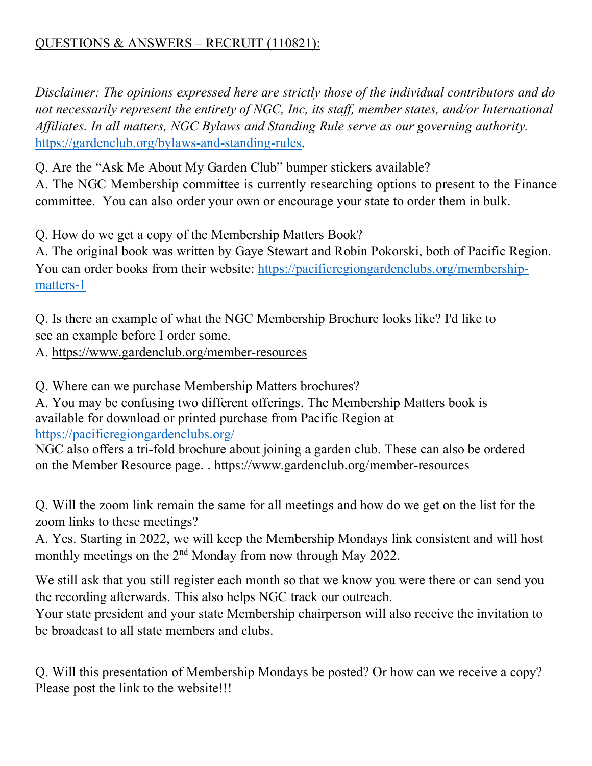QUESTIONS & ANSWERS – RECRUIT (110821):

*Disclaimer: The opinions expressed here are strictly those of the individual contributors and do not necessarily represent the entirety of NGC, Inc, its staff, member states, and/or International Affiliates. In all matters, NGC Bylaws and Standing Rule serve as our governing authority.* https://gardenclub.org/bylaws-and-standing-rules.

Q. Are the "Ask Me About My Garden Club" bumper stickers available?
A. The NGC Membership committee is currently researching options to present to the Finance committee. You can also order your own or encourage your state to order them in bulk.

Q. How do we get a copy of the Membership Matters Book?
A. The original book was written by Gaye Stewart and Robin Pokorski, both of Pacific Region. You can order books from their website: https://pacificregiongardenclubs.org/membership-matters-1

Q. Is there an example of what the NGC Membership Brochure looks like? I'd like to see an example before I order some.
A. https://www.gardenclub.org/member-resources

Q. Where can we purchase Membership Matters brochures?
A. You may be confusing two different offerings. The Membership Matters book is available for download or printed purchase from Pacific Region at https://pacificregiongardenclubs.org/
NGC also offers a tri-fold brochure about joining a garden club. These can also be ordered on the Member Resource page. . https://www.gardenclub.org/member-resources

Q. Will the zoom link remain the same for all meetings and how do we get on the list for the zoom links to these meetings?
A. Yes. Starting in 2022, we will keep the Membership Mondays link consistent and will host monthly meetings on the 2nd Monday from now through May 2022.

We still ask that you still register each month so that we know you were there or can send you the recording afterwards. This also helps NGC track our outreach.
Your state president and your state Membership chairperson will also receive the invitation to be broadcast to all state members and clubs.

Q. Will this presentation of Membership Mondays be posted? Or how can we receive a copy? Please post the link to the website!!!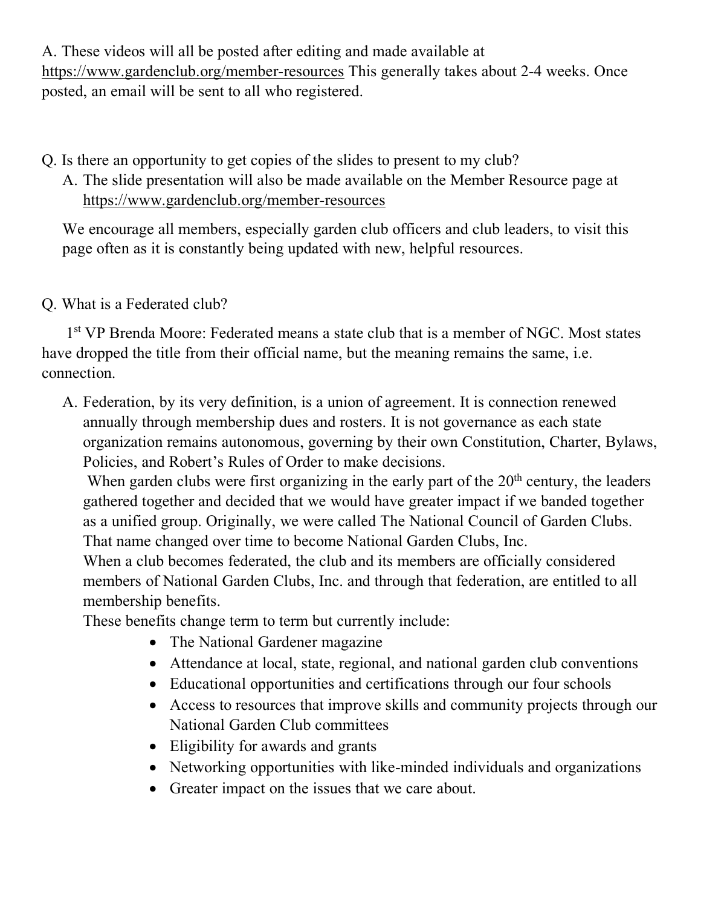A. These videos will all be posted after editing and made available at https://www.gardenclub.org/member-resources This generally takes about 2-4 weeks. Once posted, an email will be sent to all who registered.

Q. Is there an opportunity to get copies of the slides to present to my club?

A. The slide presentation will also be made available on the Member Resource page at https://www.gardenclub.org/member-resources

We encourage all members, especially garden club officers and club leaders, to visit this page often as it is constantly being updated with new, helpful resources.

Q. What is a Federated club?

1st VP Brenda Moore: Federated means a state club that is a member of NGC. Most states have dropped the title from their official name, but the meaning remains the same, i.e. connection.

A. Federation, by its very definition, is a union of agreement. It is connection renewed annually through membership dues and rosters. It is not governance as each state organization remains autonomous, governing by their own Constitution, Charter, Bylaws, Policies, and Robert's Rules of Order to make decisions.

When garden clubs were first organizing in the early part of the 20th century, the leaders gathered together and decided that we would have greater impact if we banded together as a unified group. Originally, we were called The National Council of Garden Clubs. That name changed over time to become National Garden Clubs, Inc.

When a club becomes federated, the club and its members are officially considered members of National Garden Clubs, Inc. and through that federation, are entitled to all membership benefits.

These benefits change term to term but currently include:

- The National Gardener magazine
- Attendance at local, state, regional, and national garden club conventions
- Educational opportunities and certifications through our four schools
- Access to resources that improve skills and community projects through our National Garden Club committees
- Eligibility for awards and grants
- Networking opportunities with like-minded individuals and organizations
- Greater impact on the issues that we care about.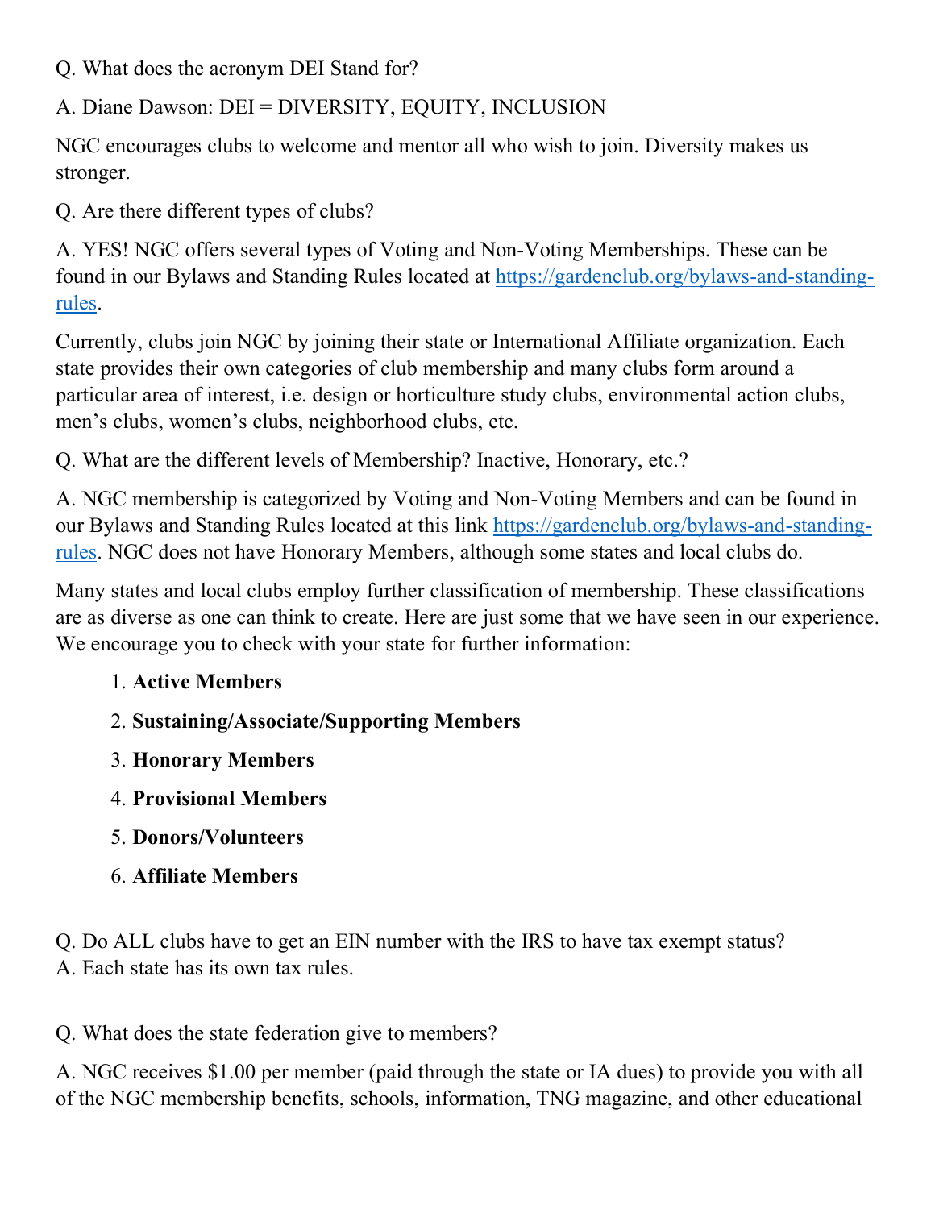Q. What does the acronym DEI Stand for?

A. Diane Dawson: DEI = DIVERSITY, EQUITY, INCLUSION

NGC encourages clubs to welcome and mentor all who wish to join. Diversity makes us stronger.

Q. Are there different types of clubs?

A. YES! NGC offers several types of Voting and Non-Voting Memberships. These can be found in our Bylaws and Standing Rules located at [https://gardenclub.org/bylaws-and-standing-rules](https://gardenclub.org/bylaws-and-standing-rules).

Currently, clubs join NGC by joining their state or International Affiliate organization. Each state provides their own categories of club membership and many clubs form around a particular area of interest, i.e. design or horticulture study clubs, environmental action clubs, men's clubs, women's clubs, neighborhood clubs, etc.

Q. What are the different levels of Membership? Inactive, Honorary, etc.?

A. NGC membership is categorized by Voting and Non-Voting Members and can be found in our Bylaws and Standing Rules located at this link [https://gardenclub.org/bylaws-and-standing-rules](https://gardenclub.org/bylaws-and-standing-rules). NGC does not have Honorary Members, although some states and local clubs do.

Many states and local clubs employ further classification of membership. These classifications are as diverse as one can think to create. Here are just some that we have seen in our experience. We encourage you to check with your state for further information:

1. **Active Members**
2. **Sustaining/Associate/Supporting Members**
3. **Honorary Members**
4. **Provisional Members**
5. **Donors/Volunteers**
6. **Affiliate Members**

Q. Do ALL clubs have to get an EIN number with the IRS to have tax exempt status?
A. Each state has its own tax rules.

Q. What does the state federation give to members?

A. NGC receives $1.00 per member (paid through the state or IA dues) to provide you with all of the NGC membership benefits, schools, information, TNG magazine, and other educational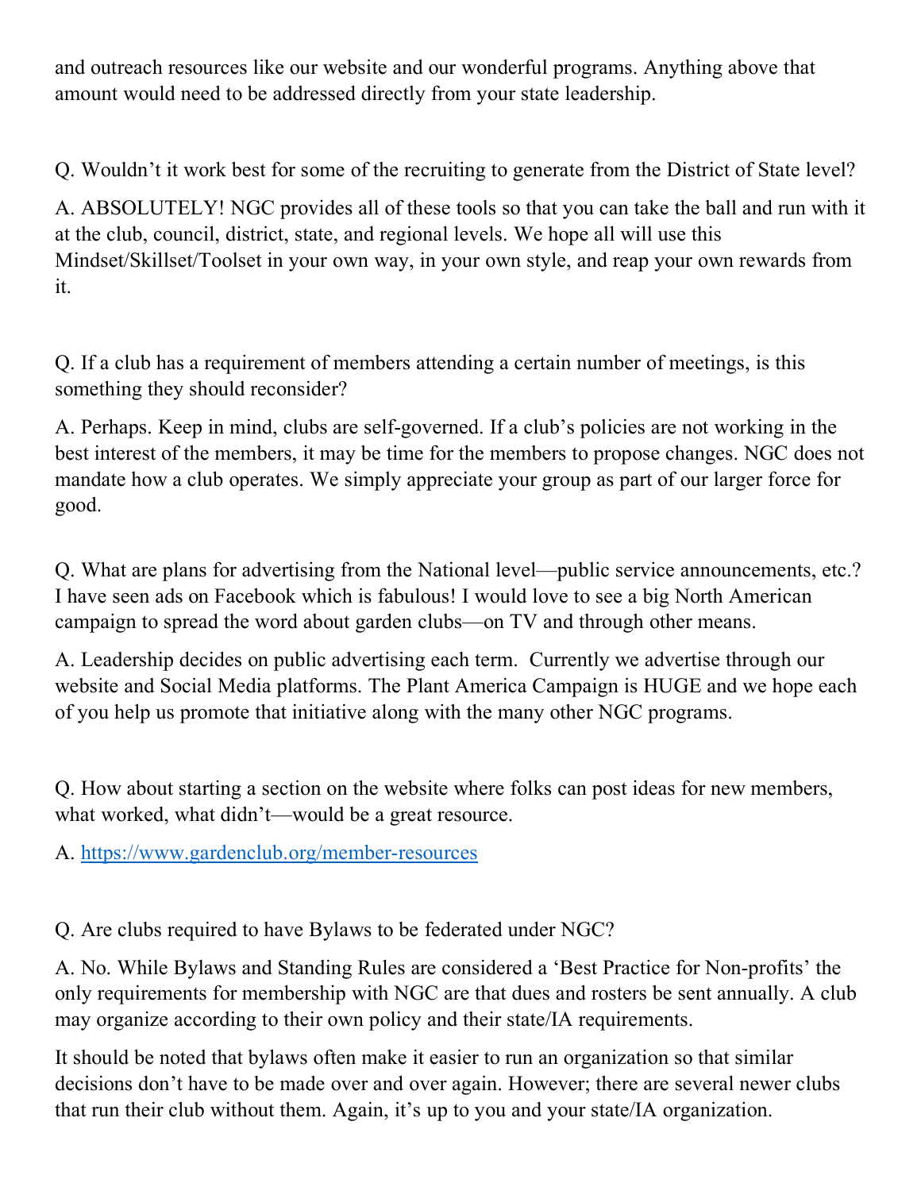and outreach resources like our website and our wonderful programs. Anything above that amount would need to be addressed directly from your state leadership.

Q. Wouldn't it work best for some of the recruiting to generate from the District of State level?

A. ABSOLUTELY! NGC provides all of these tools so that you can take the ball and run with it at the club, council, district, state, and regional levels. We hope all will use this Mindset/Skillset/Toolset in your own way, in your own style, and reap your own rewards from it.

Q. If a club has a requirement of members attending a certain number of meetings, is this something they should reconsider?

A. Perhaps. Keep in mind, clubs are self-governed. If a club's policies are not working in the best interest of the members, it may be time for the members to propose changes. NGC does not mandate how a club operates. We simply appreciate your group as part of our larger force for good.

Q. What are plans for advertising from the National level—public service announcements, etc.? I have seen ads on Facebook which is fabulous! I would love to see a big North American campaign to spread the word about garden clubs—on TV and through other means.

A. Leadership decides on public advertising each term. Currently we advertise through our website and Social Media platforms. The Plant America Campaign is HUGE and we hope each of you help us promote that initiative along with the many other NGC programs.

Q. How about starting a section on the website where folks can post ideas for new members, what worked, what didn't—would be a great resource.

A. [https://www.gardenclub.org/member-resources](https://www.gardenclub.org/member-resources)

Q. Are clubs required to have Bylaws to be federated under NGC?

A. No. While Bylaws and Standing Rules are considered a 'Best Practice for Non-profits' the only requirements for membership with NGC are that dues and rosters be sent annually. A club may organize according to their own policy and their state/IA requirements.

It should be noted that bylaws often make it easier to run an organization so that similar decisions don't have to be made over and over again. However; there are several newer clubs that run their club without them. Again, it's up to you and your state/IA organization.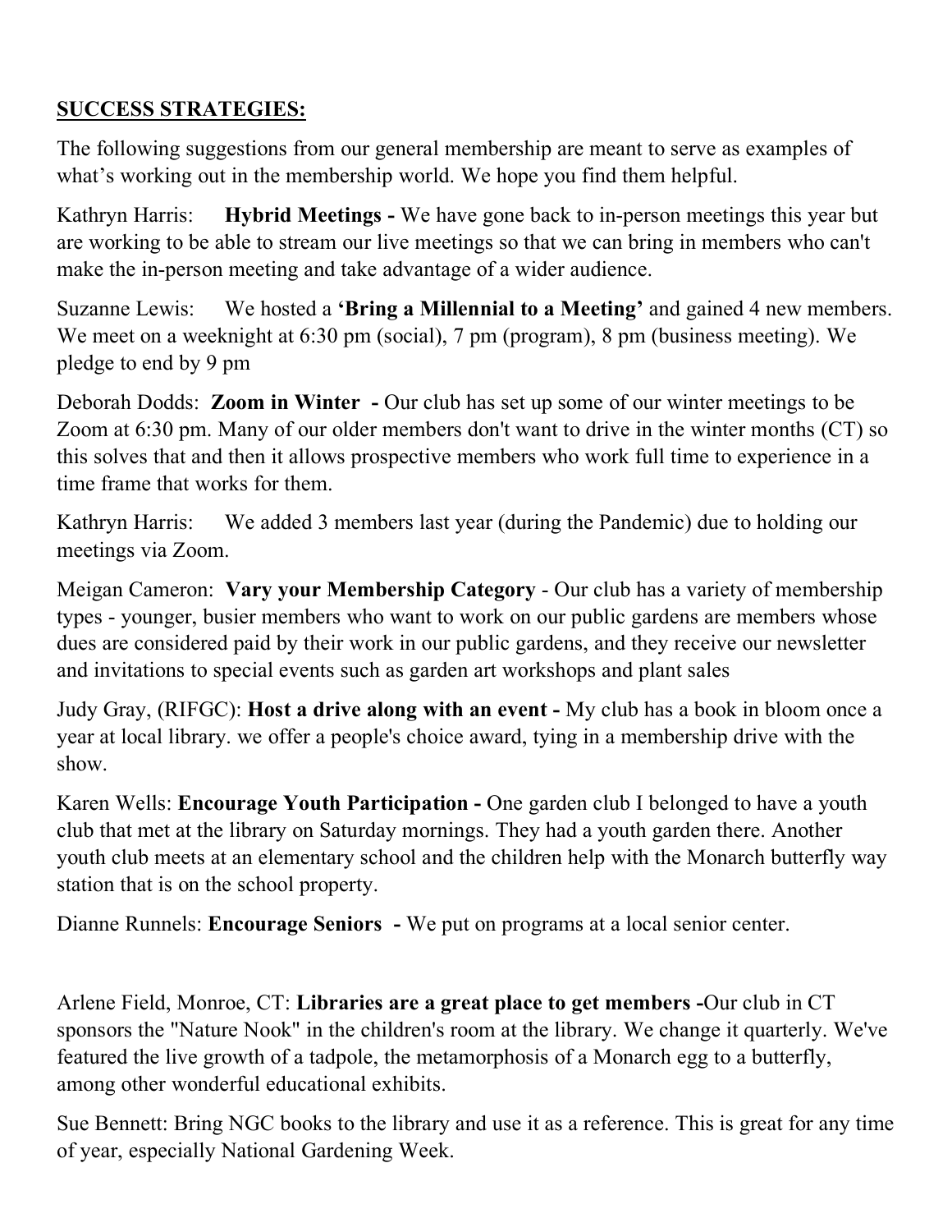**SUCCESS STRATEGIES:**

The following suggestions from our general membership are meant to serve as examples of what's working out in the membership world. We hope you find them helpful.

Kathryn Harris: **Hybrid Meetings -** We have gone back to in-person meetings this year but are working to be able to stream our live meetings so that we can bring in members who can't make the in-person meeting and take advantage of a wider audience.

Suzanne Lewis: We hosted a **'Bring a Millennial to a Meeting'** and gained 4 new members. We meet on a weeknight at 6:30 pm (social), 7 pm (program), 8 pm (business meeting). We pledge to end by 9 pm

Deborah Dodds: **Zoom in Winter -** Our club has set up some of our winter meetings to be Zoom at 6:30 pm. Many of our older members don't want to drive in the winter months (CT) so this solves that and then it allows prospective members who work full time to experience in a time frame that works for them.

Kathryn Harris: We added 3 members last year (during the Pandemic) due to holding our meetings via Zoom.

Meigan Cameron: **Vary your Membership Category** - Our club has a variety of membership types - younger, busier members who want to work on our public gardens are members whose dues are considered paid by their work in our public gardens, and they receive our newsletter and invitations to special events such as garden art workshops and plant sales

Judy Gray, (RIFGC): **Host a drive along with an event -** My club has a book in bloom once a year at local library. we offer a people's choice award, tying in a membership drive with the show.

Karen Wells: **Encourage Youth Participation -** One garden club I belonged to have a youth club that met at the library on Saturday mornings. They had a youth garden there. Another youth club meets at an elementary school and the children help with the Monarch butterfly way station that is on the school property.

Dianne Runnels: **Encourage Seniors -** We put on programs at a local senior center.

Arlene Field, Monroe, CT: **Libraries are a great place to get members -**Our club in CT sponsors the "Nature Nook" in the children's room at the library. We change it quarterly. We've featured the live growth of a tadpole, the metamorphosis of a Monarch egg to a butterfly, among other wonderful educational exhibits.

Sue Bennett: Bring NGC books to the library and use it as a reference. This is great for any time of year, especially National Gardening Week.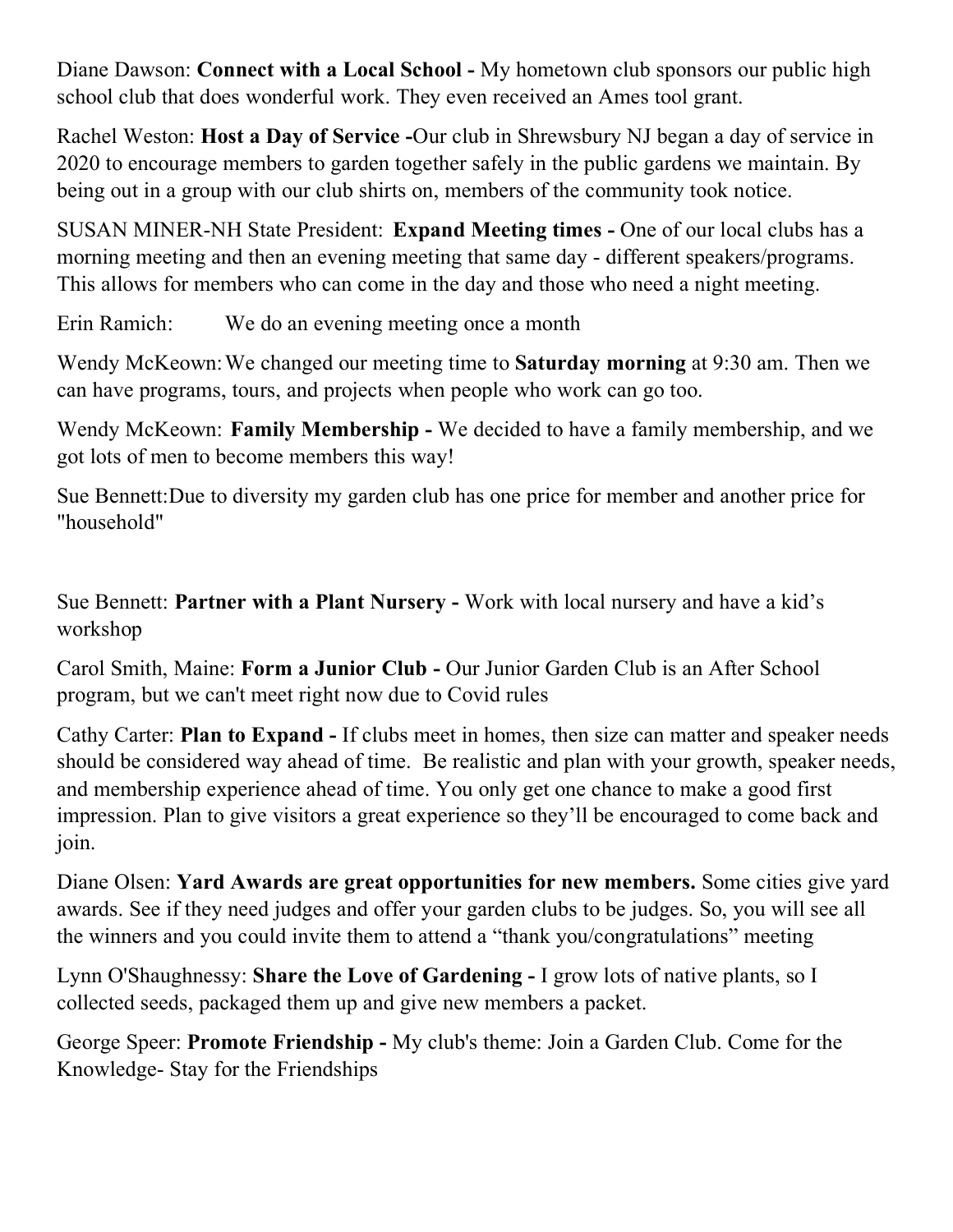Diane Dawson: **Connect with a Local School -** My hometown club sponsors our public high school club that does wonderful work. They even received an Ames tool grant.

Rachel Weston: **Host a Day of Service -**Our club in Shrewsbury NJ began a day of service in 2020 to encourage members to garden together safely in the public gardens we maintain. By being out in a group with our club shirts on, members of the community took notice.

SUSAN MINER-NH State President: **Expand Meeting times -** One of our local clubs has a morning meeting and then an evening meeting that same day - different speakers/programs. This allows for members who can come in the day and those who need a night meeting.

Erin Ramich: We do an evening meeting once a month

Wendy McKeown: We changed our meeting time to **Saturday morning** at 9:30 am. Then we can have programs, tours, and projects when people who work can go too.

Wendy McKeown: **Family Membership -** We decided to have a family membership, and we got lots of men to become members this way!

Sue Bennett:Due to diversity my garden club has one price for member and another price for "household"

Sue Bennett: **Partner with a Plant Nursery -** Work with local nursery and have a kid's workshop

Carol Smith, Maine: **Form a Junior Club -** Our Junior Garden Club is an After School program, but we can't meet right now due to Covid rules

Cathy Carter: **Plan to Expand -** If clubs meet in homes, then size can matter and speaker needs should be considered way ahead of time. Be realistic and plan with your growth, speaker needs, and membership experience ahead of time. You only get one chance to make a good first impression. Plan to give visitors a great experience so they'll be encouraged to come back and join.

Diane Olsen: **Yard Awards are great opportunities for new members.** Some cities give yard awards. See if they need judges and offer your garden clubs to be judges. So, you will see all the winners and you could invite them to attend a "thank you/congratulations" meeting

Lynn O'Shaughnessy: **Share the Love of Gardening -** I grow lots of native plants, so I collected seeds, packaged them up and give new members a packet.

George Speer: **Promote Friendship -** My club's theme: Join a Garden Club. Come for the Knowledge- Stay for the Friendships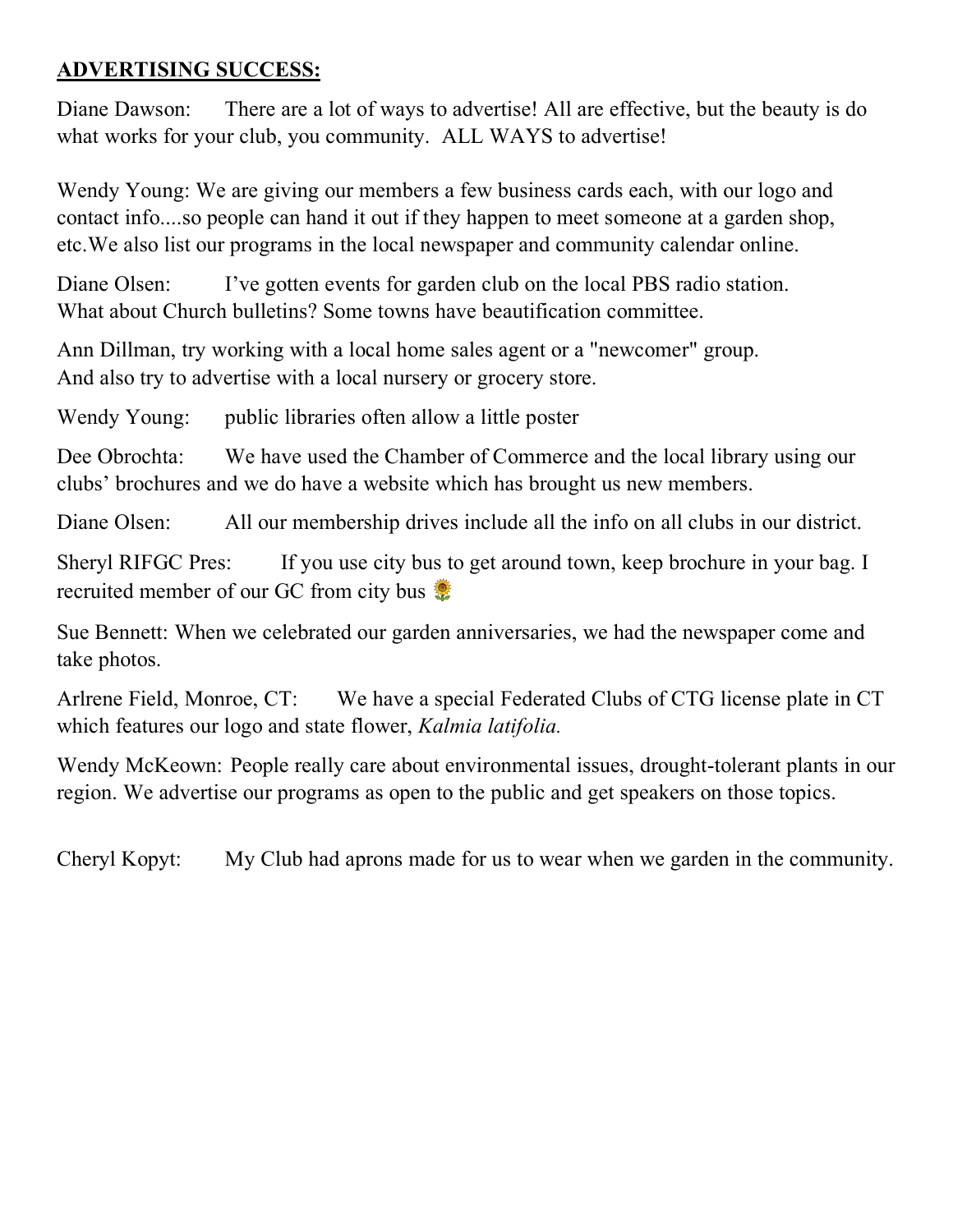**ADVERTISING SUCCESS:**

Diane Dawson: There are a lot of ways to advertise! All are effective, but the beauty is do what works for your club, you community. ALL WAYS to advertise!

Wendy Young: We are giving our members a few business cards each, with our logo and contact info....so people can hand it out if they happen to meet someone at a garden shop, etc.We also list our programs in the local newspaper and community calendar online.

Diane Olsen: I've gotten events for garden club on the local PBS radio station. What about Church bulletins? Some towns have beautification committee.

Ann Dillman, try working with a local home sales agent or a "newcomer" group. And also try to advertise with a local nursery or grocery store.

Wendy Young: public libraries often allow a little poster

Dee Obrochta: We have used the Chamber of Commerce and the local library using our clubs' brochures and we do have a website which has brought us new members.

Diane Olsen: All our membership drives include all the info on all clubs in our district.

Sheryl RIFGC Pres: If you use city bus to get around town, keep brochure in your bag. I recruited member of our GC from city bus 🌻

Sue Bennett: When we celebrated our garden anniversaries, we had the newspaper come and take photos.

Arlrene Field, Monroe, CT: We have a special Federated Clubs of CTG license plate in CT which features our logo and state flower, *Kalmia latifolia.*

Wendy McKeown: People really care about environmental issues, drought-tolerant plants in our region. We advertise our programs as open to the public and get speakers on those topics.

Cheryl Kopyt: My Club had aprons made for us to wear when we garden in the community.